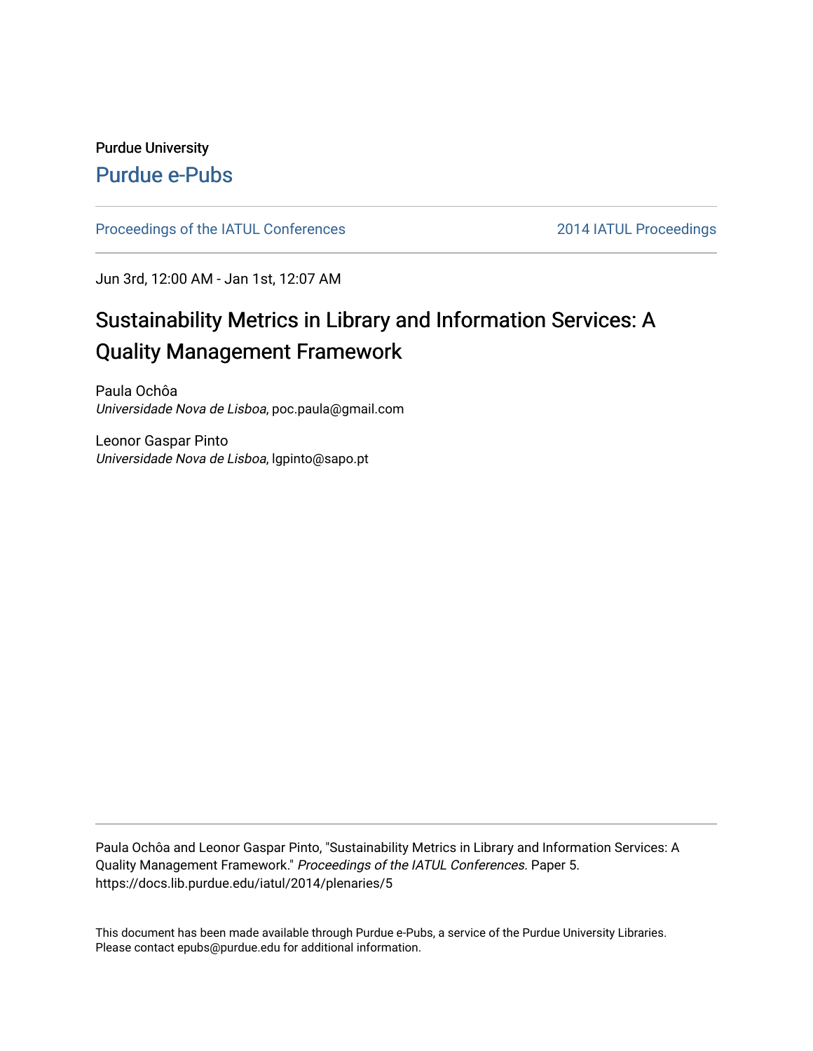Purdue University

# Purdue e-Pubs

Proceedings of the IATUL Conferences | 2014 IATUL Proceedings

Jun 3rd, 12:00 AM - Jan 1st, 12:07 AM

## Sustainability Metrics in Library and Information Services: A Quality Management Framework

Paula Ochôa
*Universidade Nova de Lisboa*, poc.paula@gmail.com

Leonor Gaspar Pinto
*Universidade Nova de Lisboa*, lgpinto@sapo.pt

Paula Ochôa and Leonor Gaspar Pinto, "Sustainability Metrics in Library and Information Services: A Quality Management Framework." *Proceedings of the IATUL Conferences.* Paper 5.
https://docs.lib.purdue.edu/iatul/2014/plenaries/5

This document has been made available through Purdue e-Pubs, a service of the Purdue University Libraries. Please contact epubs@purdue.edu for additional information.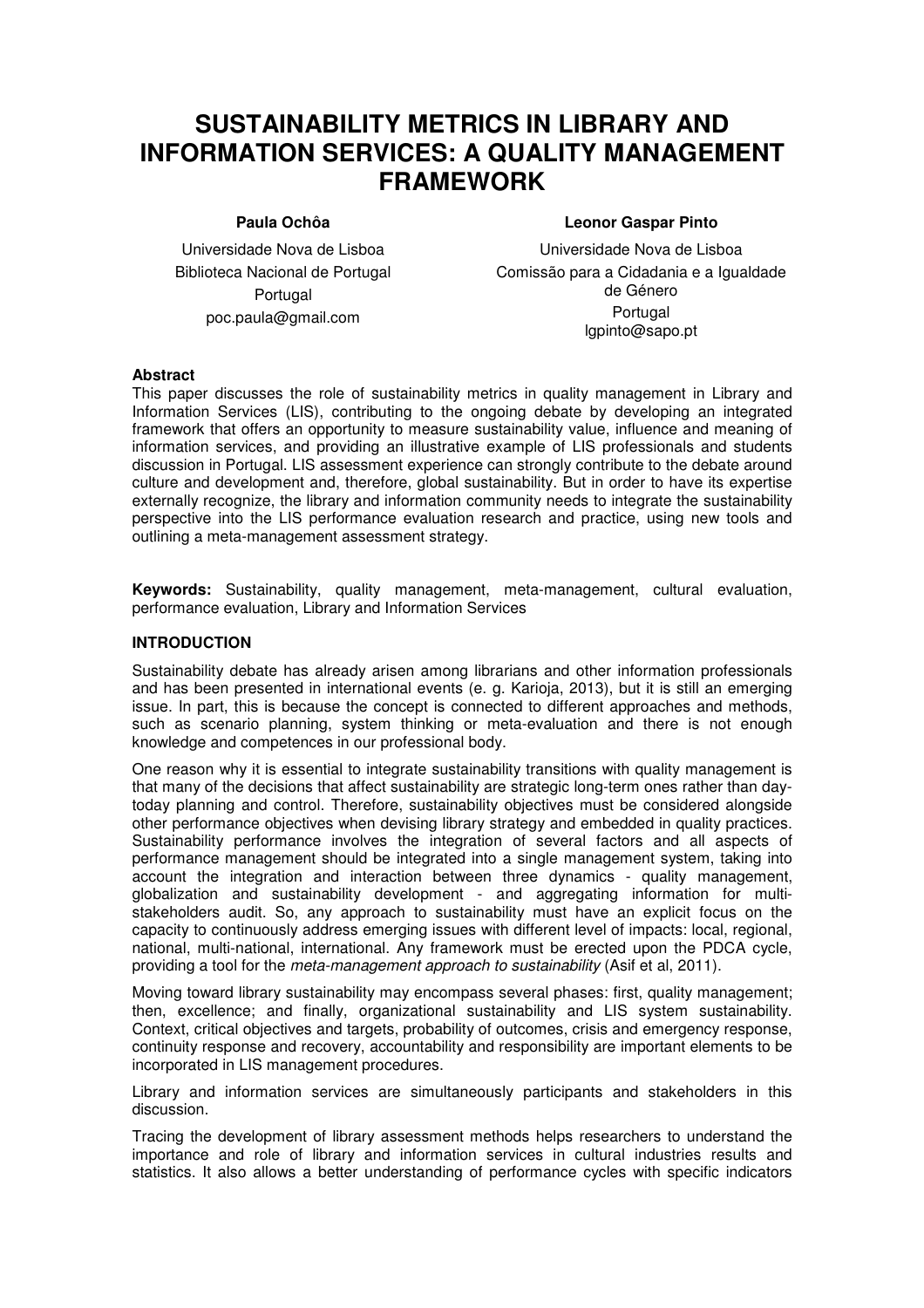# SUSTAINABILITY METRICS IN LIBRARY AND INFORMATION SERVICES: A QUALITY MANAGEMENT FRAMEWORK

**Paula Ochôa**

Universidade Nova de Lisboa
Biblioteca Nacional de Portugal
Portugal
poc.paula@gmail.com

**Leonor Gaspar Pinto**

Universidade Nova de Lisboa
Comissão para a Cidadania e a Igualdade de Género
Portugal
lgpinto@sapo.pt

### Abstract

This paper discusses the role of sustainability metrics in quality management in Library and Information Services (LIS), contributing to the ongoing debate by developing an integrated framework that offers an opportunity to measure sustainability value, influence and meaning of information services, and providing an illustrative example of LIS professionals and students discussion in Portugal. LIS assessment experience can strongly contribute to the debate around culture and development and, therefore, global sustainability. But in order to have its expertise externally recognize, the library and information community needs to integrate the sustainability perspective into the LIS performance evaluation research and practice, using new tools and outlining a meta-management assessment strategy.

**Keywords:** Sustainability, quality management, meta-management, cultural evaluation, performance evaluation, Library and Information Services

### INTRODUCTION

Sustainability debate has already arisen among librarians and other information professionals and has been presented in international events (e. g. Karioja, 2013), but it is still an emerging issue. In part, this is because the concept is connected to different approaches and methods, such as scenario planning, system thinking or meta-evaluation and there is not enough knowledge and competences in our professional body.

One reason why it is essential to integrate sustainability transitions with quality management is that many of the decisions that affect sustainability are strategic long-term ones rather than day-today planning and control. Therefore, sustainability objectives must be considered alongside other performance objectives when devising library strategy and embedded in quality practices. Sustainability performance involves the integration of several factors and all aspects of performance management should be integrated into a single management system, taking into account the integration and interaction between three dynamics - quality management, globalization and sustainability development - and aggregating information for multi-stakeholders audit. So, any approach to sustainability must have an explicit focus on the capacity to continuously address emerging issues with different level of impacts: local, regional, national, multi-national, international. Any framework must be erected upon the PDCA cycle, providing a tool for the *meta-management approach to sustainability* (Asif et al, 2011).

Moving toward library sustainability may encompass several phases: first, quality management; then, excellence; and finally, organizational sustainability and LIS system sustainability. Context, critical objectives and targets, probability of outcomes, crisis and emergency response, continuity response and recovery, accountability and responsibility are important elements to be incorporated in LIS management procedures.

Library and information services are simultaneously participants and stakeholders in this discussion.

Tracing the development of library assessment methods helps researchers to understand the importance and role of library and information services in cultural industries results and statistics. It also allows a better understanding of performance cycles with specific indicators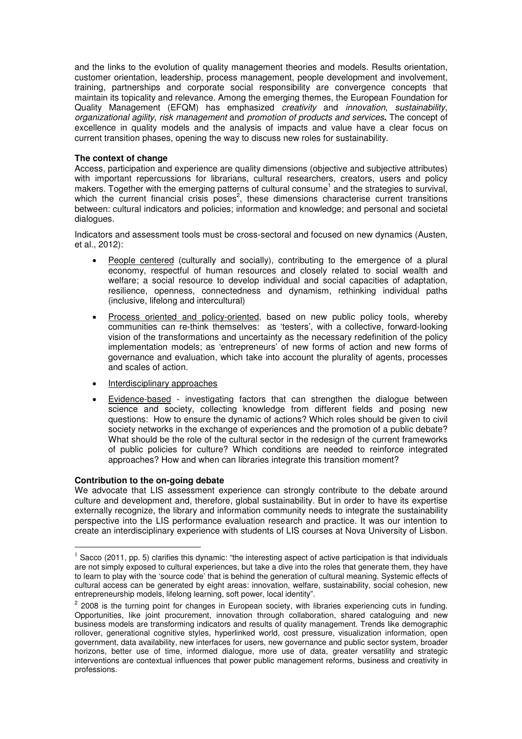and the links to the evolution of quality management theories and models. Results orientation, customer orientation, leadership, process management, people development and involvement, training, partnerships and corporate social responsibility are convergence concepts that maintain its topicality and relevance. Among the emerging themes, the European Foundation for Quality Management (EFQM) has emphasized *creativity* and *innovation*, *sustainability*, *organizational agility*, *risk management* and *promotion of products and services***.** The concept of excellence in quality models and the analysis of impacts and value have a clear focus on current transition phases, opening the way to discuss new roles for sustainability.

**The context of change**

Access, participation and experience are quality dimensions (objective and subjective attributes) with important repercussions for librarians, cultural researchers, creators, users and policy makers. Together with the emerging patterns of cultural consume[1] and the strategies to survival, which the current financial crisis poses[2], these dimensions characterise current transitions between: cultural indicators and policies; information and knowledge; and personal and societal dialogues.

Indicators and assessment tools must be cross-sectoral and focused on new dynamics (Austen, et al., 2012):

- People centered (culturally and socially), contributing to the emergence of a plural economy, respectful of human resources and closely related to social wealth and welfare; a social resource to develop individual and social capacities of adaptation, resilience, openness, connectedness and dynamism, rethinking individual paths (inclusive, lifelong and intercultural)
- Process oriented and policy-oriented, based on new public policy tools, whereby communities can re-think themselves: as 'testers', with a collective, forward-looking vision of the transformations and uncertainty as the necessary redefinition of the policy implementation models; as 'entrepreneurs' of new forms of action and new forms of governance and evaluation, which take into account the plurality of agents, processes and scales of action.
- Interdisciplinary approaches
- Evidence-based - investigating factors that can strengthen the dialogue between science and society, collecting knowledge from different fields and posing new questions: How to ensure the dynamic of actions? Which roles should be given to civil society networks in the exchange of experiences and the promotion of a public debate? What should be the role of the cultural sector in the redesign of the current frameworks of public policies for culture? Which conditions are needed to reinforce integrated approaches? How and when can libraries integrate this transition moment?

**Contribution to the on-going debate**

We advocate that LIS assessment experience can strongly contribute to the debate around culture and development and, therefore, global sustainability. But in order to have its expertise externally recognize, the library and information community needs to integrate the sustainability perspective into the LIS performance evaluation research and practice. It was our intention to create an interdisciplinary experience with students of LIS courses at Nova University of Lisbon.

---

[1] Sacco (2011, pp. 5) clarifies this dynamic: "the interesting aspect of active participation is that individuals are not simply exposed to cultural experiences, but take a dive into the roles that generate them, they have to learn to play with the 'source code' that is behind the generation of cultural meaning. Systemic effects of cultural access can be generated by eight areas: innovation, welfare, sustainability, social cohesion, new entrepreneurship models, lifelong learning, soft power, local identity".

[2] 2008 is the turning point for changes in European society, with libraries experiencing cuts in funding. Opportunities, like joint procurement, innovation through collaboration, shared cataloguing and new business models are transforming indicators and results of quality management. Trends like demographic rollover, generational cognitive styles, hyperlinked world, cost pressure, visualization information, open government, data availability, new interfaces for users, new governance and public sector system, broader horizons, better use of time, informed dialogue, more use of data, greater versatility and strategic interventions are contextual influences that power public management reforms, business and creativity in professions.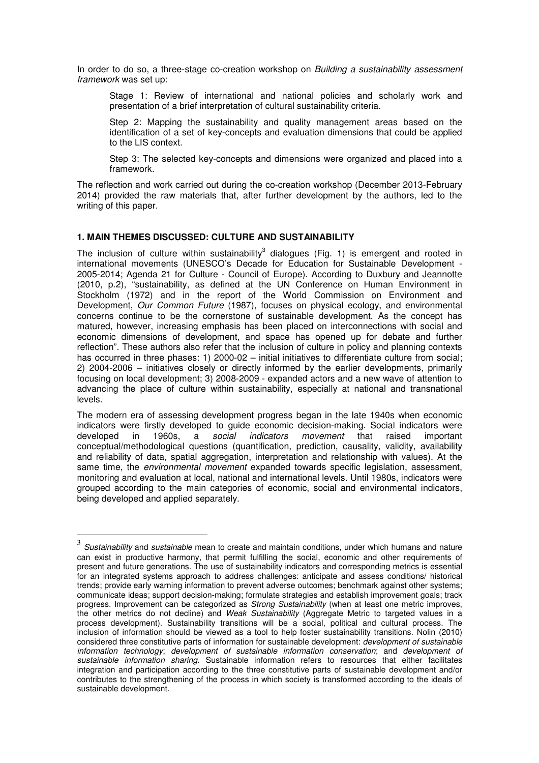In order to do so, a three-stage co-creation workshop on *Building a sustainability assessment framework* was set up:

Stage 1: Review of international and national policies and scholarly work and presentation of a brief interpretation of cultural sustainability criteria.

Step 2: Mapping the sustainability and quality management areas based on the identification of a set of key-concepts and evaluation dimensions that could be applied to the LIS context.

Step 3: The selected key-concepts and dimensions were organized and placed into a framework.

The reflection and work carried out during the co-creation workshop (December 2013-February 2014) provided the raw materials that, after further development by the authors, led to the writing of this paper.

## 1. MAIN THEMES DISCUSSED: CULTURE AND SUSTAINABILITY

The inclusion of culture within sustainability[3] dialogues (Fig. 1) is emergent and rooted in international movements (UNESCO's Decade for Education for Sustainable Development - 2005-2014; Agenda 21 for Culture - Council of Europe). According to Duxbury and Jeannotte (2010, p.2), "sustainability, as defined at the UN Conference on Human Environment in Stockholm (1972) and in the report of the World Commission on Environment and Development, *Our Common Future* (1987), focuses on physical ecology, and environmental concerns continue to be the cornerstone of sustainable development. As the concept has matured, however, increasing emphasis has been placed on interconnections with social and economic dimensions of development, and space has opened up for debate and further reflection". These authors also refer that the inclusion of culture in policy and planning contexts has occurred in three phases: 1) 2000-02 – initial initiatives to differentiate culture from social; 2) 2004-2006 – initiatives closely or directly informed by the earlier developments, primarily focusing on local development; 3) 2008-2009 - expanded actors and a new wave of attention to advancing the place of culture within sustainability, especially at national and transnational levels.

The modern era of assessing development progress began in the late 1940s when economic indicators were firstly developed to guide economic decision-making. Social indicators were developed in 1960s, a *social indicators movement* that raised important conceptual/methodological questions (quantification, prediction, causality, validity, availability and reliability of data, spatial aggregation, interpretation and relationship with values). At the same time, the *environmental movement* expanded towards specific legislation, assessment, monitoring and evaluation at local, national and international levels. Until 1980s, indicators were grouped according to the main categories of economic, social and environmental indicators, being developed and applied separately.

---

[3] *Sustainability* and *sustainable* mean to create and maintain conditions, under which humans and nature can exist in productive harmony, that permit fulfilling the social, economic and other requirements of present and future generations. The use of sustainability indicators and corresponding metrics is essential for an integrated systems approach to address challenges: anticipate and assess conditions/ historical trends; provide early warning information to prevent adverse outcomes; benchmark against other systems; communicate ideas; support decision-making; formulate strategies and establish improvement goals; track progress. Improvement can be categorized as *Strong Sustainability* (when at least one metric improves, the other metrics do not decline) and *Weak Sustainability* (Aggregate Metric to targeted values in a process development). Sustainability transitions will be a social, political and cultural process. The inclusion of information should be viewed as a tool to help foster sustainability transitions. Nolin (2010) considered three constitutive parts of information for sustainable development: *development of sustainable information technology*; *development of sustainable information conservation*; and *development of sustainable information sharing*. Sustainable information refers to resources that either facilitates integration and participation according to the three constitutive parts of sustainable development and/or contributes to the strengthening of the process in which society is transformed according to the ideals of sustainable development.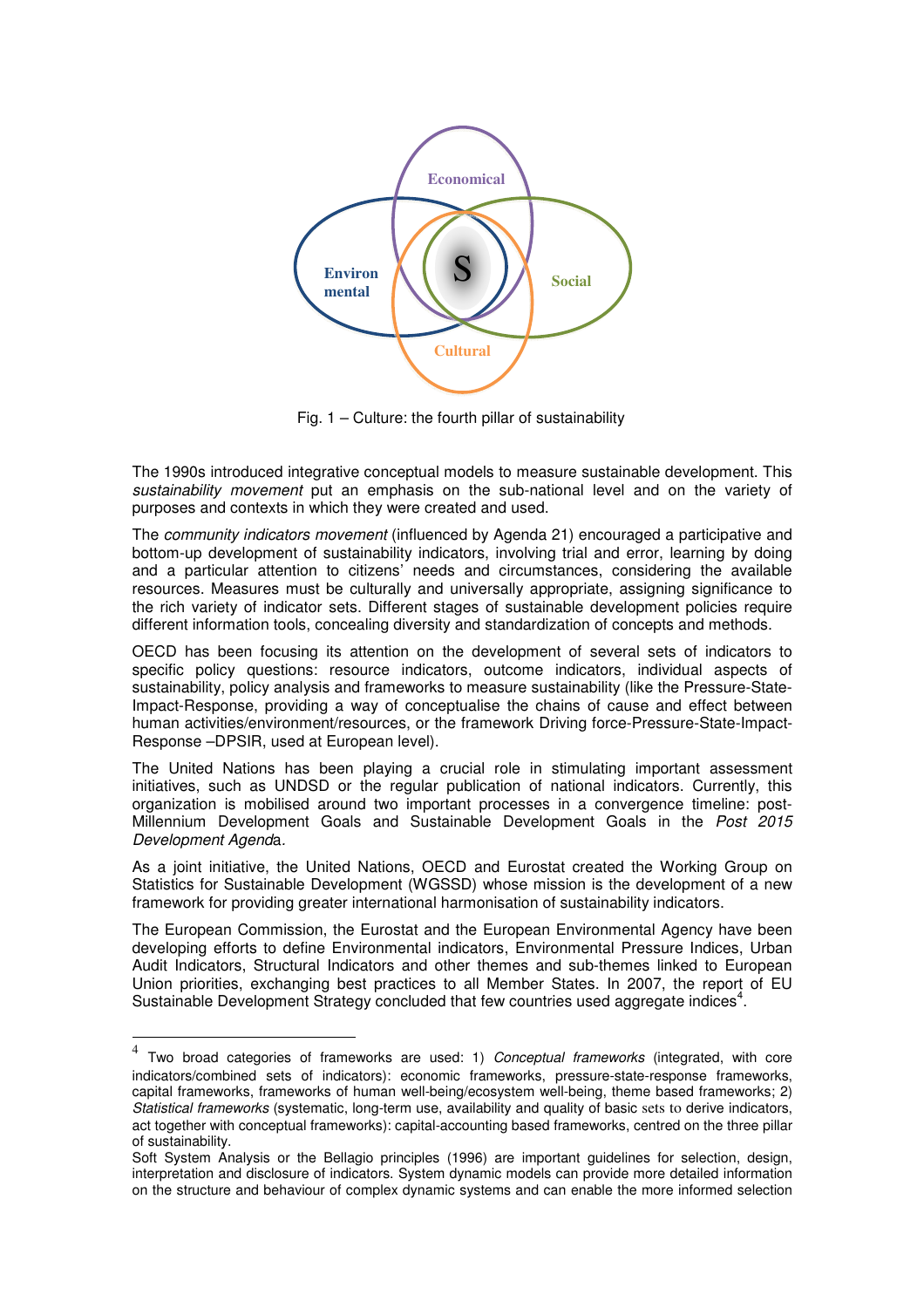Fig. 1 – Culture: the fourth pillar of sustainability

The 1990s introduced integrative conceptual models to measure sustainable development. This *sustainability movement* put an emphasis on the sub-national level and on the variety of purposes and contexts in which they were created and used.

The *community indicators movement* (influenced by Agenda 21) encouraged a participative and bottom-up development of sustainability indicators, involving trial and error, learning by doing and a particular attention to citizens' needs and circumstances, considering the available resources. Measures must be culturally and universally appropriate, assigning significance to the rich variety of indicator sets. Different stages of sustainable development policies require different information tools, concealing diversity and standardization of concepts and methods.

OECD has been focusing its attention on the development of several sets of indicators to specific policy questions: resource indicators, outcome indicators, individual aspects of sustainability, policy analysis and frameworks to measure sustainability (like the Pressure-State-Impact-Response, providing a way of conceptualise the chains of cause and effect between human activities/environment/resources, or the framework Driving force-Pressure-State-Impact-Response –DPSIR, used at European level).

The United Nations has been playing a crucial role in stimulating important assessment initiatives, such as UNDSD or the regular publication of national indicators. Currently, this organization is mobilised around two important processes in a convergence timeline: post-Millennium Development Goals and Sustainable Development Goals in the *Post 2015 Development Agend*a.

As a joint initiative, the United Nations, OECD and Eurostat created the Working Group on Statistics for Sustainable Development (WGSSD) whose mission is the development of a new framework for providing greater international harmonisation of sustainability indicators.

The European Commission, the Eurostat and the European Environmental Agency have been developing efforts to define Environmental indicators, Environmental Pressure Indices, Urban Audit Indicators, Structural Indicators and other themes and sub-themes linked to European Union priorities, exchanging best practices to all Member States. In 2007, the report of EU Sustainable Development Strategy concluded that few countries used aggregate indices[4].

[4] Two broad categories of frameworks are used: 1) *Conceptual frameworks* (integrated, with core indicators/combined sets of indicators): economic frameworks, pressure-state-response frameworks, capital frameworks, frameworks of human well-being/ecosystem well-being, theme based frameworks; 2) *Statistical frameworks* (systematic, long-term use, availability and quality of basic sets to derive indicators, act together with conceptual frameworks): capital-accounting based frameworks, centred on the three pillar of sustainability.

Soft System Analysis or the Bellagio principles (1996) are important guidelines for selection, design, interpretation and disclosure of indicators. System dynamic models can provide more detailed information on the structure and behaviour of complex dynamic systems and can enable the more informed selection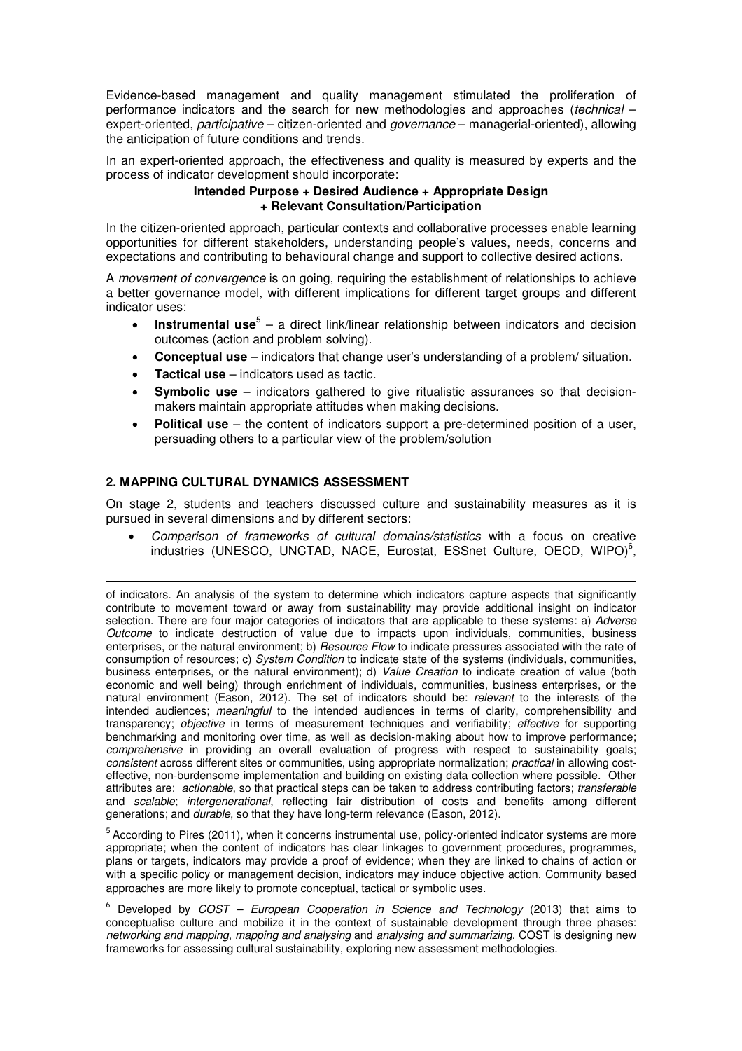Evidence-based management and quality management stimulated the proliferation of performance indicators and the search for new methodologies and approaches (*technical* – expert-oriented, *participative* – citizen-oriented and *governance* – managerial-oriented), allowing the anticipation of future conditions and trends.

In an expert-oriented approach, the effectiveness and quality is measured by experts and the process of indicator development should incorporate:

**Intended Purpose + Desired Audience + Appropriate Design + Relevant Consultation/Participation**

In the citizen-oriented approach, particular contexts and collaborative processes enable learning opportunities for different stakeholders, understanding people's values, needs, concerns and expectations and contributing to behavioural change and support to collective desired actions.

A *movement of convergence* is on going, requiring the establishment of relationships to achieve a better governance model, with different implications for different target groups and different indicator uses:

- **Instrumental use**[5] – a direct link/linear relationship between indicators and decision outcomes (action and problem solving).
- **Conceptual use** – indicators that change user's understanding of a problem/ situation.
- **Tactical use** – indicators used as tactic.
- **Symbolic use** – indicators gathered to give ritualistic assurances so that decision-makers maintain appropriate attitudes when making decisions.
- **Political use** – the content of indicators support a pre-determined position of a user, persuading others to a particular view of the problem/solution

## 2. MAPPING CULTURAL DYNAMICS ASSESSMENT

On stage 2, students and teachers discussed culture and sustainability measures as it is pursued in several dimensions and by different sectors:

- *Comparison of frameworks of cultural domains/statistics* with a focus on creative industries (UNESCO, UNCTAD, NACE, Eurostat, ESSnet Culture, OECD, WIPO)[6],

---

of indicators. An analysis of the system to determine which indicators capture aspects that significantly contribute to movement toward or away from sustainability may provide additional insight on indicator selection. There are four major categories of indicators that are applicable to these systems: a) *Adverse Outcome* to indicate destruction of value due to impacts upon individuals, communities, business enterprises, or the natural environment; b) *Resource Flow* to indicate pressures associated with the rate of consumption of resources; c) *System Condition* to indicate state of the systems (individuals, communities, business enterprises, or the natural environment); d) *Value Creation* to indicate creation of value (both economic and well being) through enrichment of individuals, communities, business enterprises, or the natural environment (Eason, 2012). The set of indicators should be: *relevant* to the interests of the intended audiences; *meaningful* to the intended audiences in terms of clarity, comprehensibility and transparency; *objective* in terms of measurement techniques and verifiability; *effective* for supporting benchmarking and monitoring over time, as well as decision-making about how to improve performance; *comprehensive* in providing an overall evaluation of progress with respect to sustainability goals; *consistent* across different sites or communities, using appropriate normalization; *practical* in allowing cost-effective, non-burdensome implementation and building on existing data collection where possible. Other attributes are: *actionable*, so that practical steps can be taken to address contributing factors; *transferable* and *scalable*; *intergenerational*, reflecting fair distribution of costs and benefits among different generations; and *durable*, so that they have long-term relevance (Eason, 2012).

[5] According to Pires (2011), when it concerns instrumental use, policy-oriented indicator systems are more appropriate; when the content of indicators has clear linkages to government procedures, programmes, plans or targets, indicators may provide a proof of evidence; when they are linked to chains of action or with a specific policy or management decision, indicators may induce objective action. Community based approaches are more likely to promote conceptual, tactical or symbolic uses.

[6] Developed by *COST – European Cooperation in Science and Technology* (2013) that aims to conceptualise culture and mobilize it in the context of sustainable development through three phases: *networking and mapping*, *mapping and analysing* and *analysing and summarizing*. COST is designing new frameworks for assessing cultural sustainability, exploring new assessment methodologies.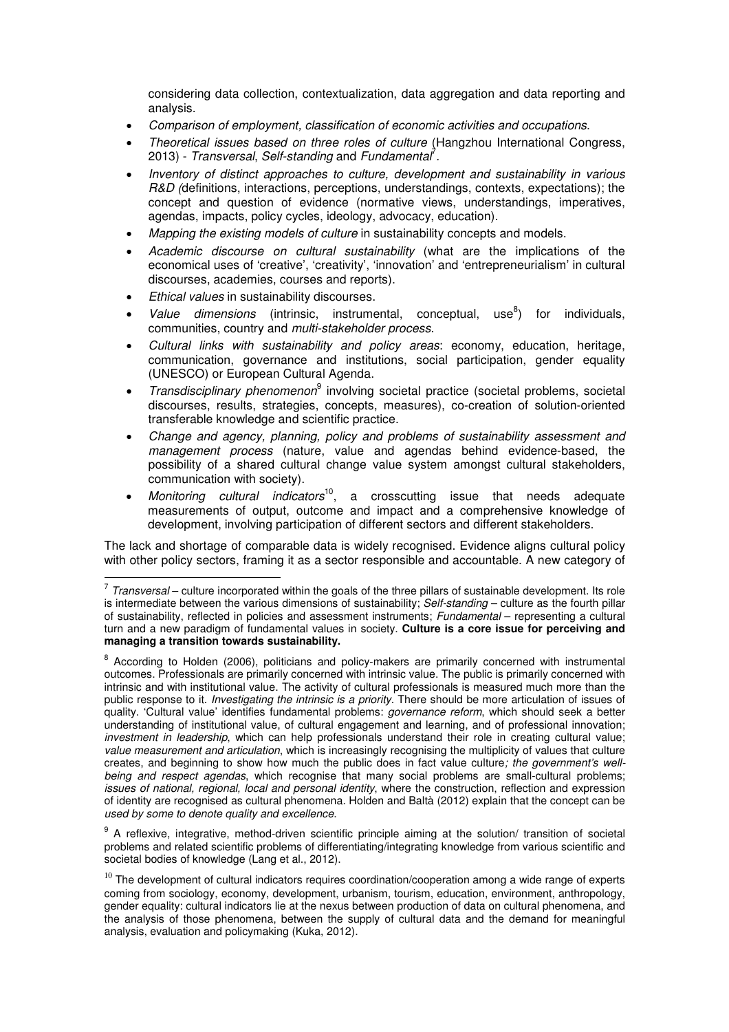considering data collection, contextualization, data aggregation and data reporting and analysis.

- *Comparison of employment, classification of economic activities and occupations.*
- *Theoretical issues based on three roles of culture* (Hangzhou International Congress, 2013) - *Transversal*, *Self-standing* and *Fundamental*[7].
- *Inventory of distinct approaches to culture, development and sustainability in various R&D (*definitions, interactions, perceptions, understandings, contexts, expectations); the concept and question of evidence (normative views, understandings, imperatives, agendas, impacts, policy cycles, ideology, advocacy, education).
- *Mapping the existing models of culture* in sustainability concepts and models.
- *Academic discourse on cultural sustainability* (what are the implications of the economical uses of 'creative', 'creativity', 'innovation' and 'entrepreneurialism' in cultural discourses, academies, courses and reports).
- *Ethical values* in sustainability discourses.
- *Value dimensions* (intrinsic, instrumental, conceptual, use[8]) for individuals, communities, country and *multi-stakeholder process*.
- *Cultural links with sustainability and policy areas*: economy, education, heritage, communication, governance and institutions, social participation, gender equality (UNESCO) or European Cultural Agenda.
- *Transdisciplinary phenomenon*[9] involving societal practice (societal problems, societal discourses, results, strategies, concepts, measures), co-creation of solution-oriented transferable knowledge and scientific practice.
- *Change and agency, planning, policy and problems of sustainability assessment and management process* (nature, value and agendas behind evidence-based, the possibility of a shared cultural change value system amongst cultural stakeholders, communication with society).
- *Monitoring cultural indicators*[10], a crosscutting issue that needs adequate measurements of output, outcome and impact and a comprehensive knowledge of development, involving participation of different sectors and different stakeholders.

The lack and shortage of comparable data is widely recognised. Evidence aligns cultural policy with other policy sectors, framing it as a sector responsible and accountable. A new category of

---

[7] *Transversal* – culture incorporated within the goals of the three pillars of sustainable development. Its role is intermediate between the various dimensions of sustainability; *Self-standing* – culture as the fourth pillar of sustainability, reflected in policies and assessment instruments; *Fundamental* – representing a cultural turn and a new paradigm of fundamental values in society. **Culture is a core issue for perceiving and managing a transition towards sustainability.**

[8] According to Holden (2006), politicians and policy-makers are primarily concerned with instrumental outcomes. Professionals are primarily concerned with intrinsic value. The public is primarily concerned with intrinsic and with institutional value. The activity of cultural professionals is measured much more than the public response to it. *Investigating the intrinsic is a priority*. There should be more articulation of issues of quality. 'Cultural value' identifies fundamental problems: *governance reform*, which should seek a better understanding of institutional value, of cultural engagement and learning, and of professional innovation; *investment in leadership*, which can help professionals understand their role in creating cultural value; *value measurement and articulation*, which is increasingly recognising the multiplicity of values that culture creates, and beginning to show how much the public does in fact value culture*; the government's well-being and respect agendas*, which recognise that many social problems are small-cultural problems; *issues of national, regional, local and personal identity*, where the construction, reflection and expression of identity are recognised as cultural phenomena. Holden and Baltà (2012) explain that the concept can be *used by some to denote quality and excellence*.

[9] A reflexive, integrative, method-driven scientific principle aiming at the solution/ transition of societal problems and related scientific problems of differentiating/integrating knowledge from various scientific and societal bodies of knowledge (Lang et al., 2012).

[10] The development of cultural indicators requires coordination/cooperation among a wide range of experts coming from sociology, economy, development, urbanism, tourism, education, environment, anthropology, gender equality: cultural indicators lie at the nexus between production of data on cultural phenomena, and the analysis of those phenomena, between the supply of cultural data and the demand for meaningful analysis, evaluation and policymaking (Kuka, 2012).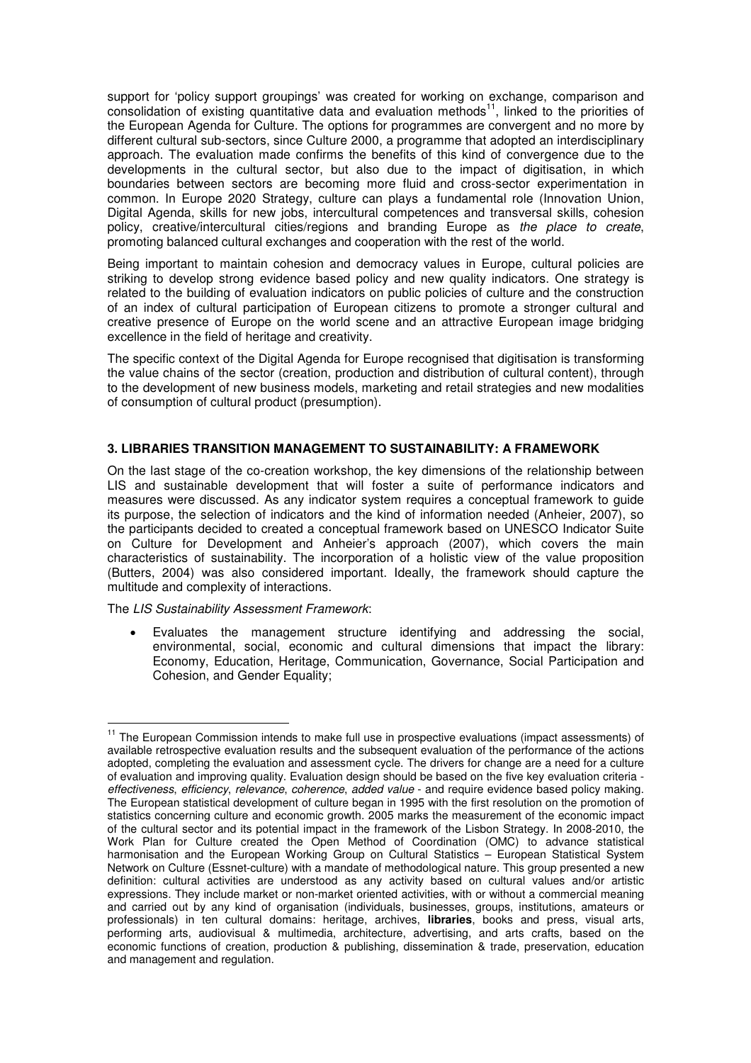support for 'policy support groupings' was created for working on exchange, comparison and consolidation of existing quantitative data and evaluation methods[11], linked to the priorities of the European Agenda for Culture. The options for programmes are convergent and no more by different cultural sub-sectors, since Culture 2000, a programme that adopted an interdisciplinary approach. The evaluation made confirms the benefits of this kind of convergence due to the developments in the cultural sector, but also due to the impact of digitisation, in which boundaries between sectors are becoming more fluid and cross-sector experimentation in common. In Europe 2020 Strategy, culture can plays a fundamental role (Innovation Union, Digital Agenda, skills for new jobs, intercultural competences and transversal skills, cohesion policy, creative/intercultural cities/regions and branding Europe as *the place to create*, promoting balanced cultural exchanges and cooperation with the rest of the world.

Being important to maintain cohesion and democracy values in Europe, cultural policies are striking to develop strong evidence based policy and new quality indicators. One strategy is related to the building of evaluation indicators on public policies of culture and the construction of an index of cultural participation of European citizens to promote a stronger cultural and creative presence of Europe on the world scene and an attractive European image bridging excellence in the field of heritage and creativity.

The specific context of the Digital Agenda for Europe recognised that digitisation is transforming the value chains of the sector (creation, production and distribution of cultural content), through to the development of new business models, marketing and retail strategies and new modalities of consumption of cultural product (presumption).

## 3. LIBRARIES TRANSITION MANAGEMENT TO SUSTAINABILITY: A FRAMEWORK

On the last stage of the co-creation workshop, the key dimensions of the relationship between LIS and sustainable development that will foster a suite of performance indicators and measures were discussed. As any indicator system requires a conceptual framework to guide its purpose, the selection of indicators and the kind of information needed (Anheier, 2007), so the participants decided to created a conceptual framework based on UNESCO Indicator Suite on Culture for Development and Anheier's approach (2007), which covers the main characteristics of sustainability. The incorporation of a holistic view of the value proposition (Butters, 2004) was also considered important. Ideally, the framework should capture the multitude and complexity of interactions.

The *LIS Sustainability Assessment Framework*:

- Evaluates the management structure identifying and addressing the social, environmental, social, economic and cultural dimensions that impact the library: Economy, Education, Heritage, Communication, Governance, Social Participation and Cohesion, and Gender Equality;

---

[11] The European Commission intends to make full use in prospective evaluations (impact assessments) of available retrospective evaluation results and the subsequent evaluation of the performance of the actions adopted, completing the evaluation and assessment cycle. The drivers for change are a need for a culture of evaluation and improving quality. Evaluation design should be based on the five key evaluation criteria - *effectiveness*, *efficiency*, *relevance*, *coherence*, *added value* - and require evidence based policy making. The European statistical development of culture began in 1995 with the first resolution on the promotion of statistics concerning culture and economic growth. 2005 marks the measurement of the economic impact of the cultural sector and its potential impact in the framework of the Lisbon Strategy. In 2008-2010, the Work Plan for Culture created the Open Method of Coordination (OMC) to advance statistical harmonisation and the European Working Group on Cultural Statistics – European Statistical System Network on Culture (Essnet-culture) with a mandate of methodological nature. This group presented a new definition: cultural activities are understood as any activity based on cultural values and/or artistic expressions. They include market or non-market oriented activities, with or without a commercial meaning and carried out by any kind of organisation (individuals, businesses, groups, institutions, amateurs or professionals) in ten cultural domains: heritage, archives, **libraries**, books and press, visual arts, performing arts, audiovisual & multimedia, architecture, advertising, and arts crafts, based on the economic functions of creation, production & publishing, dissemination & trade, preservation, education and management and regulation.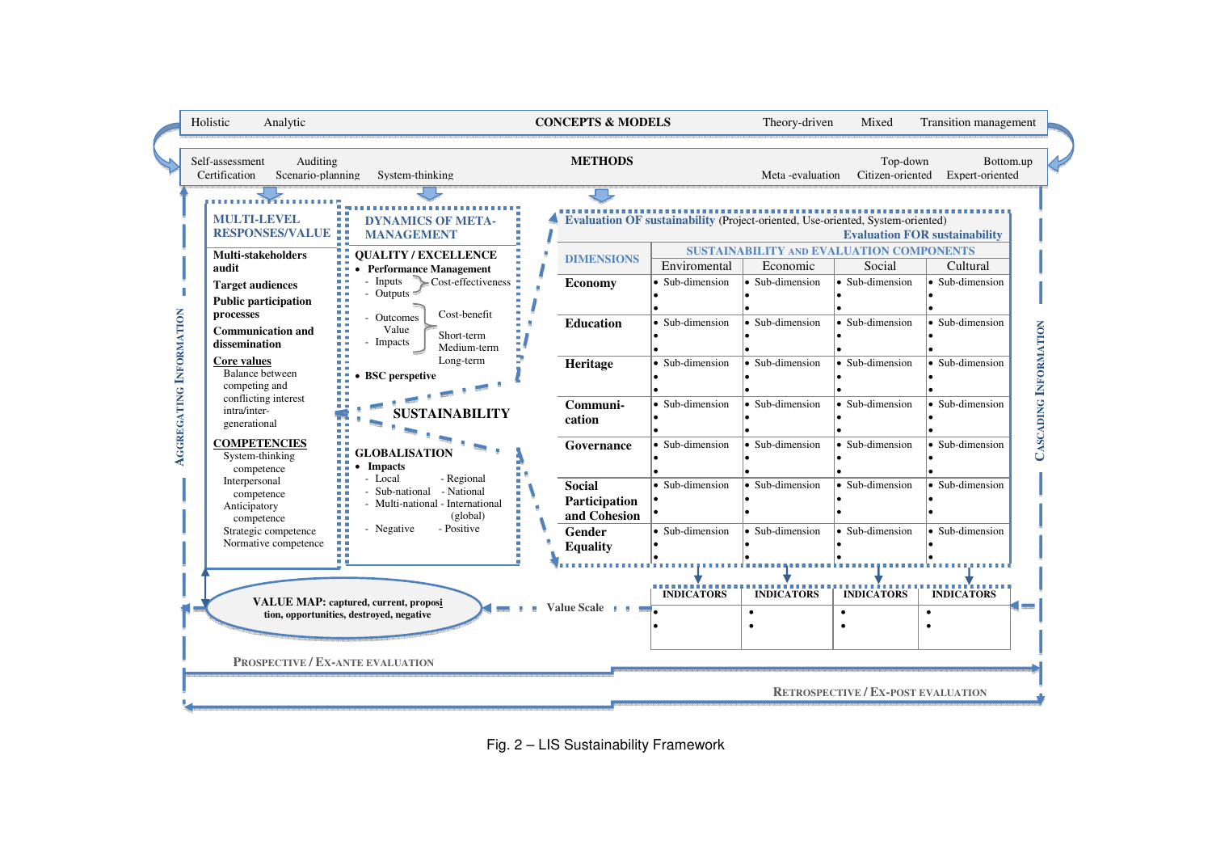Holistic Analytic **CONCEPTS & MODELS** Theory-driven Mixed Transition management

Self-assessment Auditing **METHODS** Top-down Bottom.up
Certification Scenario-planning System-thinking Meta -evaluation Citizen-oriented Expert-oriented

AGGREGATING INFORMATION

**MULTI-LEVEL RESPONSES/VALUE**

**Multi-stakeholders audit**

**Target audiences**

**Public participation processes**

**Communication and dissemination**

**Core values**
Balance between competing and conflicting interest intra/inter-generational

**COMPETENCIES**
System-thinking competence
Interpersonal competence
Anticipatory competence
Strategic competence
Normative competence

**DYNAMICS OF META-MANAGEMENT**

**QUALITY / EXCELLENCE**
- **Performance Management**
  - Inputs
  - Outputs } Cost-effectiveness
  - Outcomes
  - Value } Cost-benefit; Short-term, Medium-term, Long-term
  - Impacts
- **BSC perspective**

**SUSTAINABILITY**

**GLOBALISATION**
- **Impacts**
  - Local - Regional
  - Sub-national - National
  - Multi-national - International (global)
  - Negative - Positive

**Evaluation OF sustainability** (Project-oriented, Use-oriented, System-oriented)
**Evaluation FOR sustainability**

| DIMENSIONS | SUSTAINABILITY AND EVALUATION COMPONENTS | | | |
|---|---|---|---|---|
| | Enviromental | Economic | Social | Cultural |
| **Economy** | • Sub-dimension • • | • Sub-dimension • • | • Sub-dimension • • | • Sub-dimension • • |
| **Education** | • Sub-dimension • • | • Sub-dimension • • | • Sub-dimension • • | • Sub-dimension • • |
| **Heritage** | • Sub-dimension • • | • Sub-dimension • • | • Sub-dimension • • | • Sub-dimension • • |
| **Communi-cation** | • Sub-dimension • • | • Sub-dimension • • | • Sub-dimension • • | • Sub-dimension • • |
| **Governance** | • Sub-dimension • • | • Sub-dimension • • | • Sub-dimension • • | • Sub-dimension • • |
| **Social Participation and Cohesion** | • Sub-dimension • • | • Sub-dimension • • | • Sub-dimension • • | • Sub-dimension • • |
| **Gender Equality** | • Sub-dimension • • | • Sub-dimension • • | • Sub-dimension • • | • Sub-dimension • • |

| INDICATORS | INDICATORS | INDICATORS | INDICATORS |
|---|---|---|---|
| • • | • • | • • | • • |

**VALUE MAP: captured, current, proposition, opportunities, destroyed, negative**

Value Scale

CASCADING INFORMATION

PROSPECTIVE / EX-ANTE EVALUATION

RETROSPECTIVE / EX-POST EVALUATION

Fig. 2 – LIS Sustainability Framework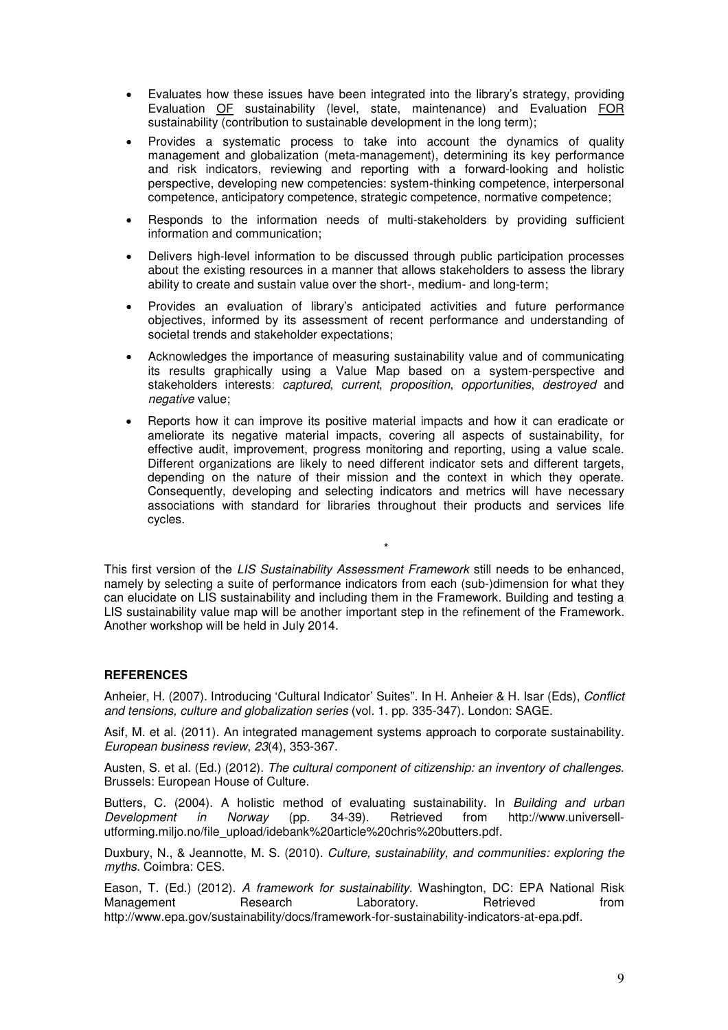- Evaluates how these issues have been integrated into the library's strategy, providing Evaluation OF sustainability (level, state, maintenance) and Evaluation FOR sustainability (contribution to sustainable development in the long term);
- Provides a systematic process to take into account the dynamics of quality management and globalization (meta-management), determining its key performance and risk indicators, reviewing and reporting with a forward-looking and holistic perspective, developing new competencies: system-thinking competence, interpersonal competence, anticipatory competence, strategic competence, normative competence;
- Responds to the information needs of multi-stakeholders by providing sufficient information and communication;
- Delivers high-level information to be discussed through public participation processes about the existing resources in a manner that allows stakeholders to assess the library ability to create and sustain value over the short-, medium- and long-term;
- Provides an evaluation of library's anticipated activities and future performance objectives, informed by its assessment of recent performance and understanding of societal trends and stakeholder expectations;
- Acknowledges the importance of measuring sustainability value and of communicating its results graphically using a Value Map based on a system-perspective and stakeholders interests: *captured*, *current*, *proposition*, *opportunities*, *destroyed* and *negative* value;
- Reports how it can improve its positive material impacts and how it can eradicate or ameliorate its negative material impacts, covering all aspects of sustainability, for effective audit, improvement, progress monitoring and reporting, using a value scale. Different organizations are likely to need different indicator sets and different targets, depending on the nature of their mission and the context in which they operate. Consequently, developing and selecting indicators and metrics will have necessary associations with standard for libraries throughout their products and services life cycles.

*

This first version of the *LIS Sustainability Assessment Framework* still needs to be enhanced, namely by selecting a suite of performance indicators from each (sub-)dimension for what they can elucidate on LIS sustainability and including them in the Framework. Building and testing a LIS sustainability value map will be another important step in the refinement of the Framework. Another workshop will be held in July 2014.

**REFERENCES**

Anheier, H. (2007). Introducing 'Cultural Indicator' Suites". In H. Anheier & H. Isar (Eds), *Conflict and tensions, culture and globalization series* (vol. 1. pp. 335-347). London: SAGE.

Asif, M. et al. (2011). An integrated management systems approach to corporate sustainability. *European business review*, *23*(4), 353-367.

Austen, S. et al. (Ed.) (2012). *The cultural component of citizenship: an inventory of challenges*. Brussels: European House of Culture.

Butters, C. (2004). A holistic method of evaluating sustainability. In *Building and urban Development in Norway* (pp. 34-39). Retrieved from http://www.universell-utforming.miljo.no/file_upload/idebank%20article%20chris%20butters.pdf.

Duxbury, N., & Jeannotte, M. S. (2010). *Culture, sustainability, and communities: exploring the myths*. Coimbra: CES.

Eason, T. (Ed.) (2012). *A framework for sustainability*. Washington, DC: EPA National Risk Management Research Laboratory. Retrieved from http://www.epa.gov/sustainability/docs/framework-for-sustainability-indicators-at-epa.pdf.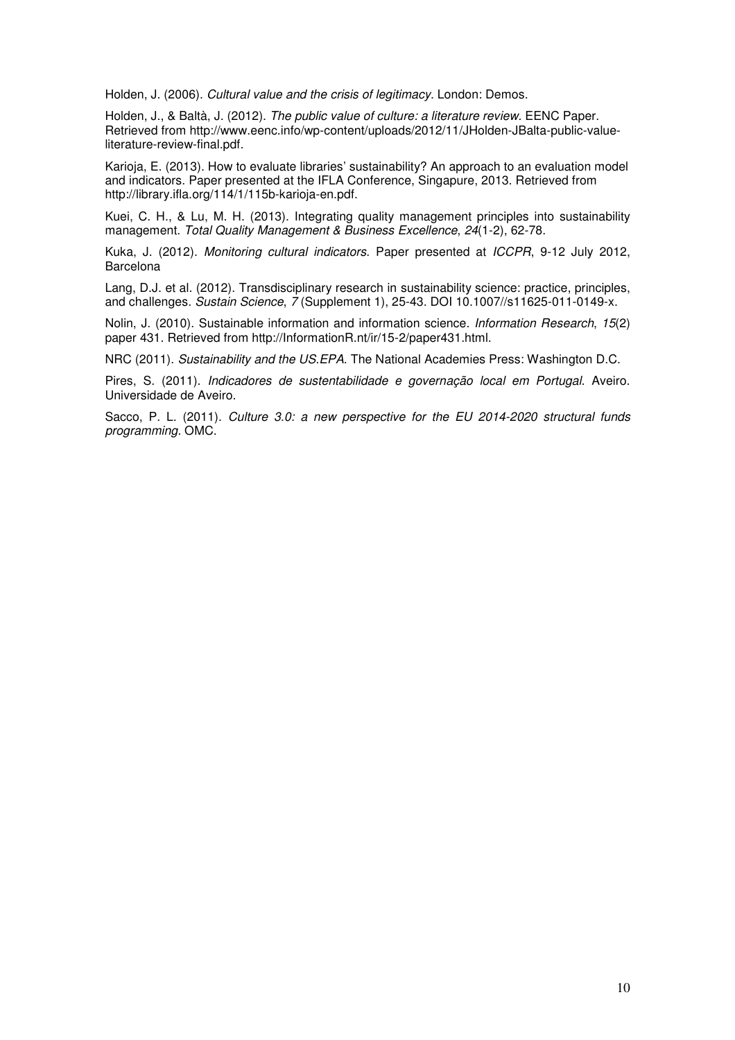Holden, J. (2006). *Cultural value and the crisis of legitimacy*. London: Demos.

Holden, J., & Baltà, J. (2012). *The public value of culture: a literature review.* EENC Paper. Retrieved from http://www.eenc.info/wp-content/uploads/2012/11/JHolden-JBalta-public-value-literature-review-final.pdf.

Karioja, E. (2013). How to evaluate libraries' sustainability? An approach to an evaluation model and indicators. Paper presented at the IFLA Conference, Singapure, 2013. Retrieved from http://library.ifla.org/114/1/115b-karioja-en.pdf.

Kuei, C. H., & Lu, M. H. (2013). Integrating quality management principles into sustainability management. *Total Quality Management & Business Excellence*, *24*(1-2), 62-78.

Kuka, J. (2012). *Monitoring cultural indicators*. Paper presented at *ICCPR*, 9-12 July 2012, Barcelona

Lang, D.J. et al. (2012). Transdisciplinary research in sustainability science: practice, principles, and challenges. *Sustain Science*, *7* (Supplement 1), 25-43. DOI 10.1007//s11625-011-0149-x.

Nolin, J. (2010). Sustainable information and information science. *Information Research*, *15*(2) paper 431. Retrieved from http://InformationR.nt/ir/15-2/paper431.html.

NRC (2011). *Sustainability and the US.EPA*. The National Academies Press: Washington D.C.

Pires, S. (2011). *Indicadores de sustentabilidade e governação local em Portugal*. Aveiro. Universidade de Aveiro.

Sacco, P. L. (2011). *Culture 3.0: a new perspective for the EU 2014-2020 structural funds programming.* OMC.